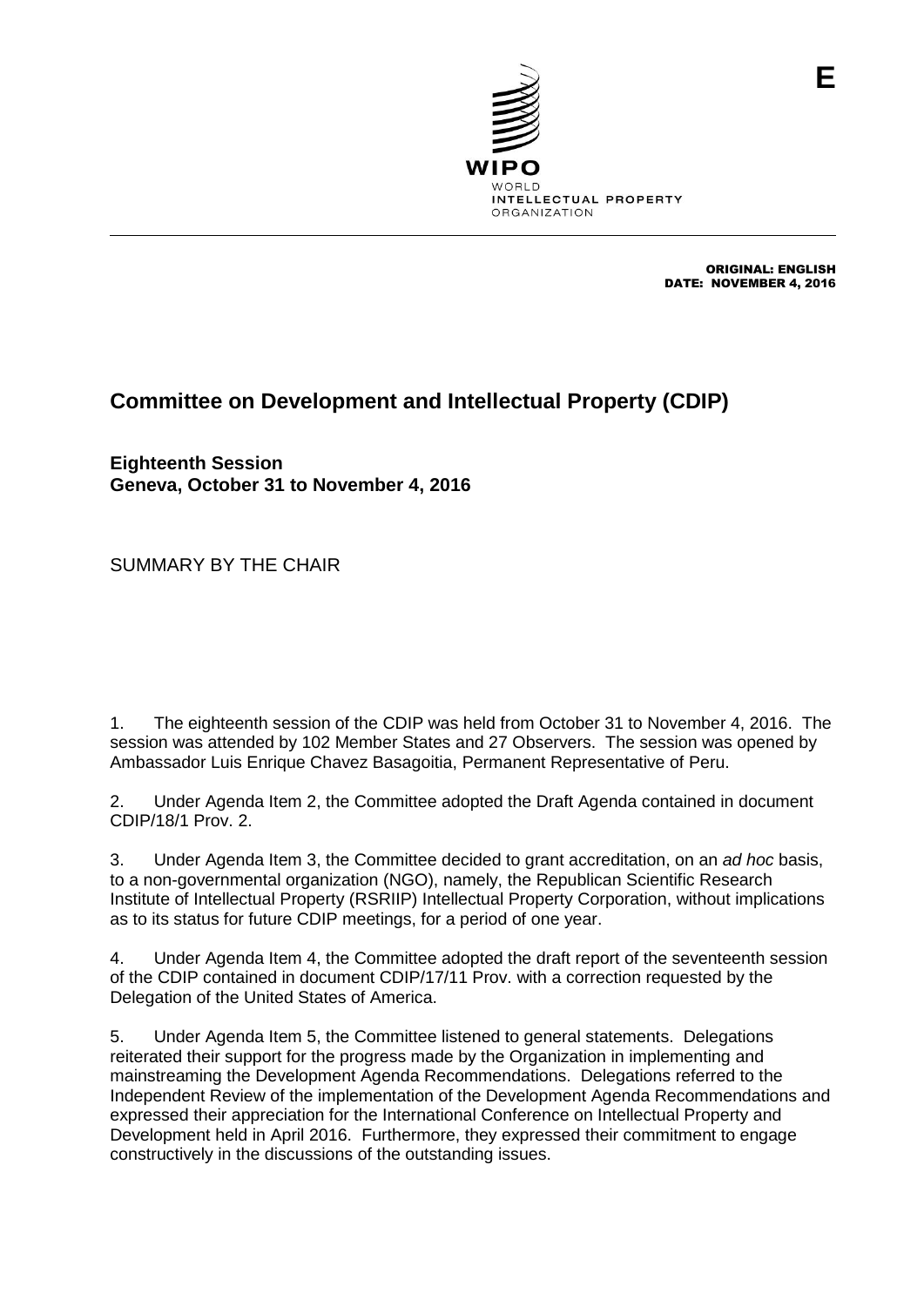E

WIPO
WORLD
INTELLECTUAL PROPERTY
ORGANIZATION

ORIGINAL: ENGLISH
DATE: NOVEMBER 4, 2016

# Committee on Development and Intellectual Property (CDIP)

**Eighteenth Session**
**Geneva, October 31 to November 4, 2016**

SUMMARY BY THE CHAIR

1. The eighteenth session of the CDIP was held from October 31 to November 4, 2016. The session was attended by 102 Member States and 27 Observers. The session was opened by Ambassador Luis Enrique Chavez Basagoitia, Permanent Representative of Peru.

2. Under Agenda Item 2, the Committee adopted the Draft Agenda contained in document CDIP/18/1 Prov. 2.

3. Under Agenda Item 3, the Committee decided to grant accreditation, on an *ad hoc* basis, to a non-governmental organization (NGO), namely, the Republican Scientific Research Institute of Intellectual Property (RSRIIP) Intellectual Property Corporation, without implications as to its status for future CDIP meetings, for a period of one year.

4. Under Agenda Item 4, the Committee adopted the draft report of the seventeenth session of the CDIP contained in document CDIP/17/11 Prov. with a correction requested by the Delegation of the United States of America.

5. Under Agenda Item 5, the Committee listened to general statements. Delegations reiterated their support for the progress made by the Organization in implementing and mainstreaming the Development Agenda Recommendations. Delegations referred to the Independent Review of the implementation of the Development Agenda Recommendations and expressed their appreciation for the International Conference on Intellectual Property and Development held in April 2016. Furthermore, they expressed their commitment to engage constructively in the discussions of the outstanding issues.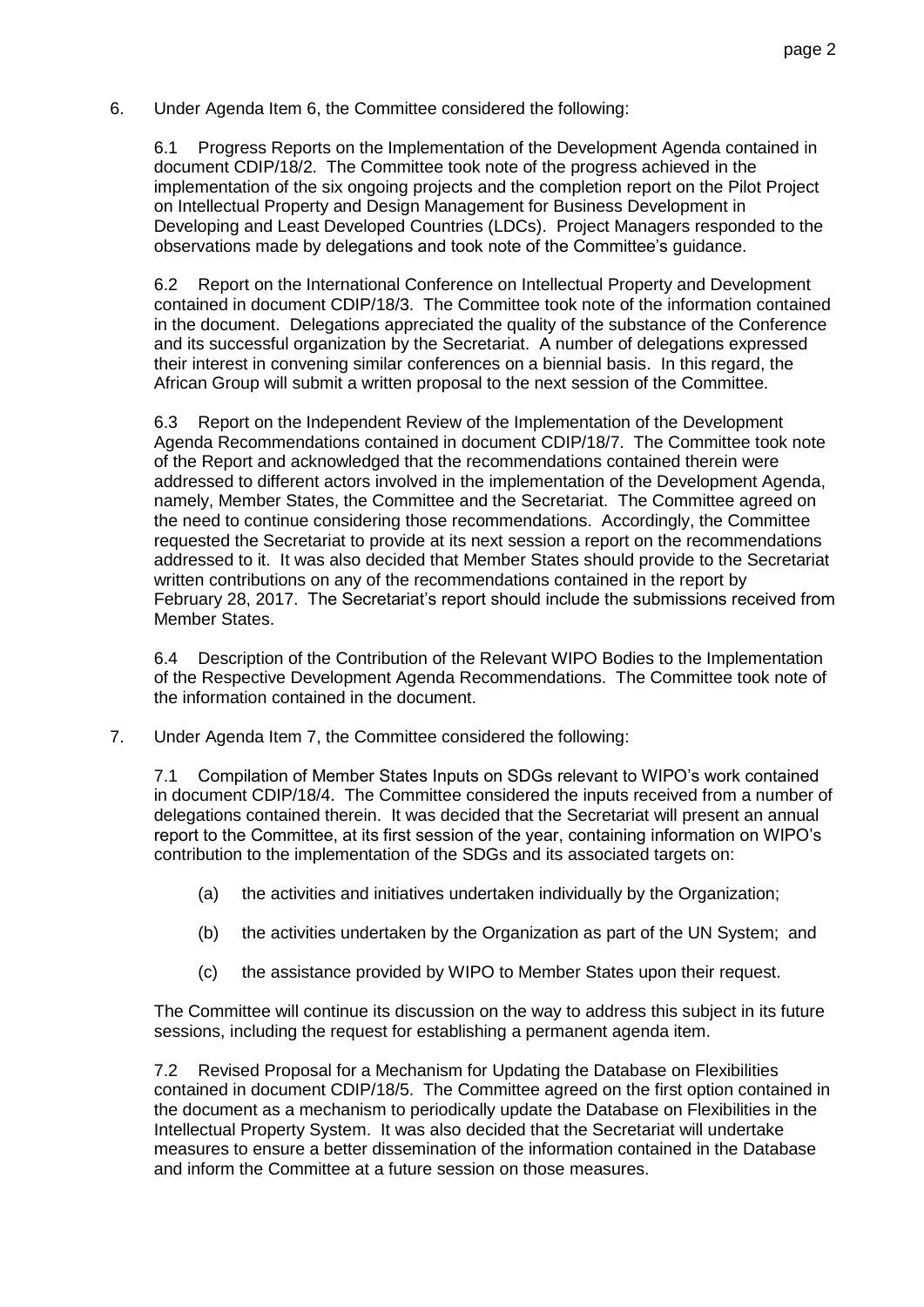6. Under Agenda Item 6, the Committee considered the following:

6.1 Progress Reports on the Implementation of the Development Agenda contained in document CDIP/18/2. The Committee took note of the progress achieved in the implementation of the six ongoing projects and the completion report on the Pilot Project on Intellectual Property and Design Management for Business Development in Developing and Least Developed Countries (LDCs). Project Managers responded to the observations made by delegations and took note of the Committee's guidance.

6.2 Report on the International Conference on Intellectual Property and Development contained in document CDIP/18/3. The Committee took note of the information contained in the document. Delegations appreciated the quality of the substance of the Conference and its successful organization by the Secretariat. A number of delegations expressed their interest in convening similar conferences on a biennial basis. In this regard, the African Group will submit a written proposal to the next session of the Committee.

6.3 Report on the Independent Review of the Implementation of the Development Agenda Recommendations contained in document CDIP/18/7. The Committee took note of the Report and acknowledged that the recommendations contained therein were addressed to different actors involved in the implementation of the Development Agenda, namely, Member States, the Committee and the Secretariat. The Committee agreed on the need to continue considering those recommendations. Accordingly, the Committee requested the Secretariat to provide at its next session a report on the recommendations addressed to it. It was also decided that Member States should provide to the Secretariat written contributions on any of the recommendations contained in the report by February 28, 2017. The Secretariat's report should include the submissions received from Member States.

6.4 Description of the Contribution of the Relevant WIPO Bodies to the Implementation of the Respective Development Agenda Recommendations. The Committee took note of the information contained in the document.

7. Under Agenda Item 7, the Committee considered the following:

7.1 Compilation of Member States Inputs on SDGs relevant to WIPO's work contained in document CDIP/18/4. The Committee considered the inputs received from a number of delegations contained therein. It was decided that the Secretariat will present an annual report to the Committee, at its first session of the year, containing information on WIPO's contribution to the implementation of the SDGs and its associated targets on:

(a) the activities and initiatives undertaken individually by the Organization;

(b) the activities undertaken by the Organization as part of the UN System; and

(c) the assistance provided by WIPO to Member States upon their request.

The Committee will continue its discussion on the way to address this subject in its future sessions, including the request for establishing a permanent agenda item.

7.2 Revised Proposal for a Mechanism for Updating the Database on Flexibilities contained in document CDIP/18/5. The Committee agreed on the first option contained in the document as a mechanism to periodically update the Database on Flexibilities in the Intellectual Property System. It was also decided that the Secretariat will undertake measures to ensure a better dissemination of the information contained in the Database and inform the Committee at a future session on those measures.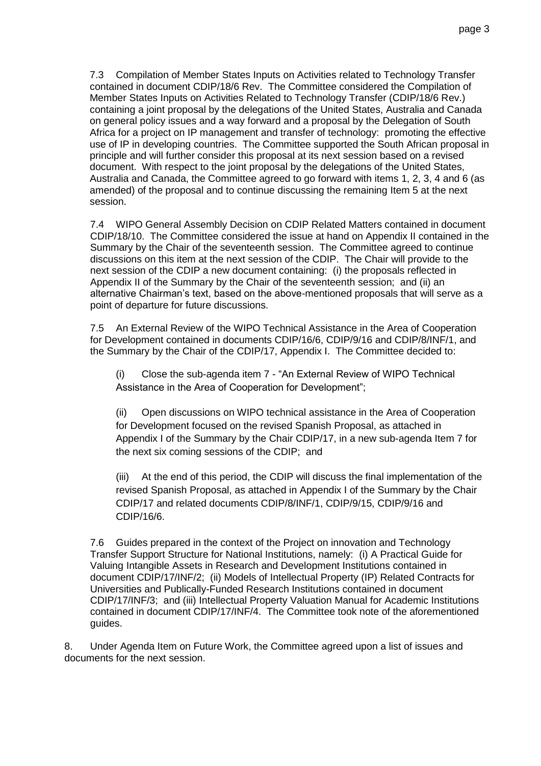7.3 Compilation of Member States Inputs on Activities related to Technology Transfer contained in document CDIP/18/6 Rev. The Committee considered the Compilation of Member States Inputs on Activities Related to Technology Transfer (CDIP/18/6 Rev.) containing a joint proposal by the delegations of the United States, Australia and Canada on general policy issues and a way forward and a proposal by the Delegation of South Africa for a project on IP management and transfer of technology: promoting the effective use of IP in developing countries. The Committee supported the South African proposal in principle and will further consider this proposal at its next session based on a revised document. With respect to the joint proposal by the delegations of the United States, Australia and Canada, the Committee agreed to go forward with items 1, 2, 3, 4 and 6 (as amended) of the proposal and to continue discussing the remaining Item 5 at the next session.

7.4 WIPO General Assembly Decision on CDIP Related Matters contained in document CDIP/18/10. The Committee considered the issue at hand on Appendix II contained in the Summary by the Chair of the seventeenth session. The Committee agreed to continue discussions on this item at the next session of the CDIP. The Chair will provide to the next session of the CDIP a new document containing: (i) the proposals reflected in Appendix II of the Summary by the Chair of the seventeenth session; and (ii) an alternative Chairman's text, based on the above-mentioned proposals that will serve as a point of departure for future discussions.

7.5 An External Review of the WIPO Technical Assistance in the Area of Cooperation for Development contained in documents CDIP/16/6, CDIP/9/16 and CDIP/8/INF/1, and the Summary by the Chair of the CDIP/17, Appendix I. The Committee decided to:

(i) Close the sub-agenda item 7 - "An External Review of WIPO Technical Assistance in the Area of Cooperation for Development";

(ii) Open discussions on WIPO technical assistance in the Area of Cooperation for Development focused on the revised Spanish Proposal, as attached in Appendix I of the Summary by the Chair CDIP/17, in a new sub-agenda Item 7 for the next six coming sessions of the CDIP; and

(iii) At the end of this period, the CDIP will discuss the final implementation of the revised Spanish Proposal, as attached in Appendix I of the Summary by the Chair CDIP/17 and related documents CDIP/8/INF/1, CDIP/9/15, CDIP/9/16 and CDIP/16/6.

7.6 Guides prepared in the context of the Project on innovation and Technology Transfer Support Structure for National Institutions, namely: (i) A Practical Guide for Valuing Intangible Assets in Research and Development Institutions contained in document CDIP/17/INF/2; (ii) Models of Intellectual Property (IP) Related Contracts for Universities and Publically-Funded Research Institutions contained in document CDIP/17/INF/3; and (iii) Intellectual Property Valuation Manual for Academic Institutions contained in document CDIP/17/INF/4. The Committee took note of the aforementioned guides.

8. Under Agenda Item on Future Work, the Committee agreed upon a list of issues and documents for the next session.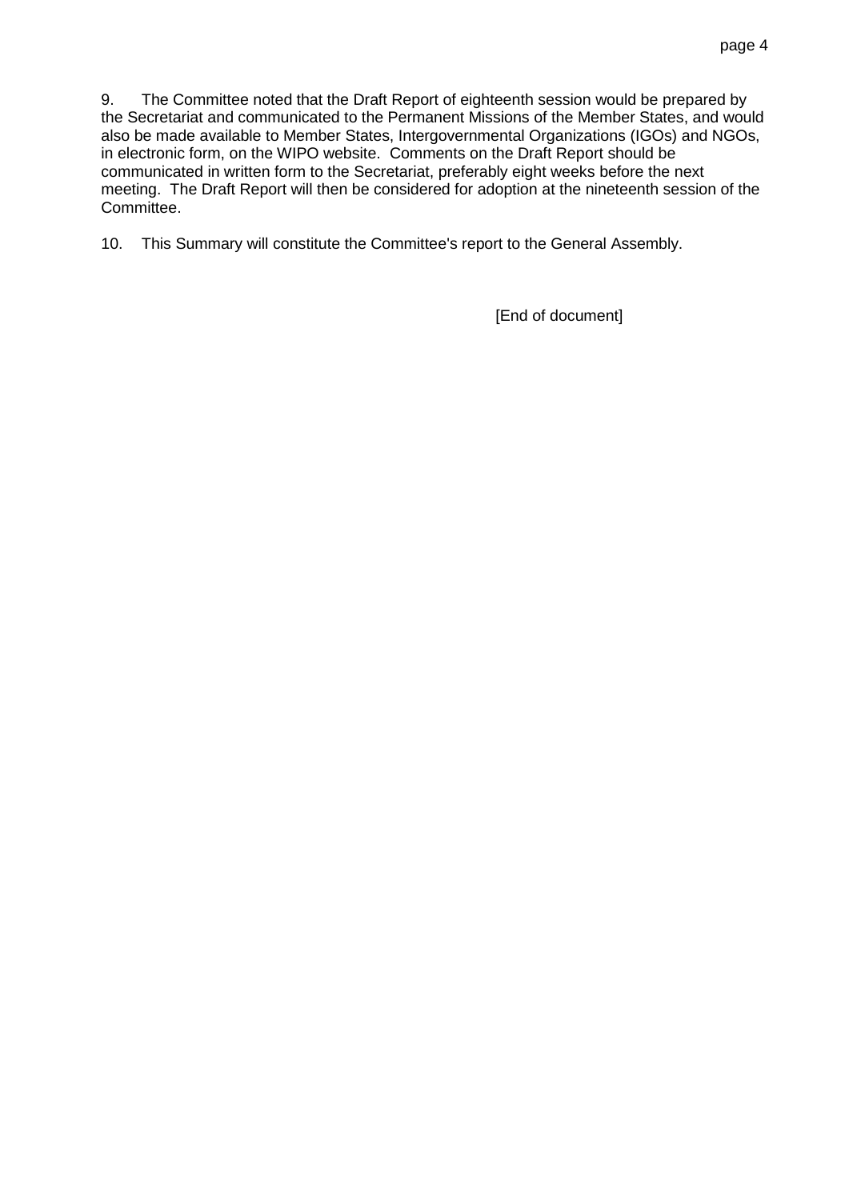9. The Committee noted that the Draft Report of eighteenth session would be prepared by the Secretariat and communicated to the Permanent Missions of the Member States, and would also be made available to Member States, Intergovernmental Organizations (IGOs) and NGOs, in electronic form, on the WIPO website. Comments on the Draft Report should be communicated in written form to the Secretariat, preferably eight weeks before the next meeting. The Draft Report will then be considered for adoption at the nineteenth session of the Committee.

10. This Summary will constitute the Committee's report to the General Assembly.

[End of document]